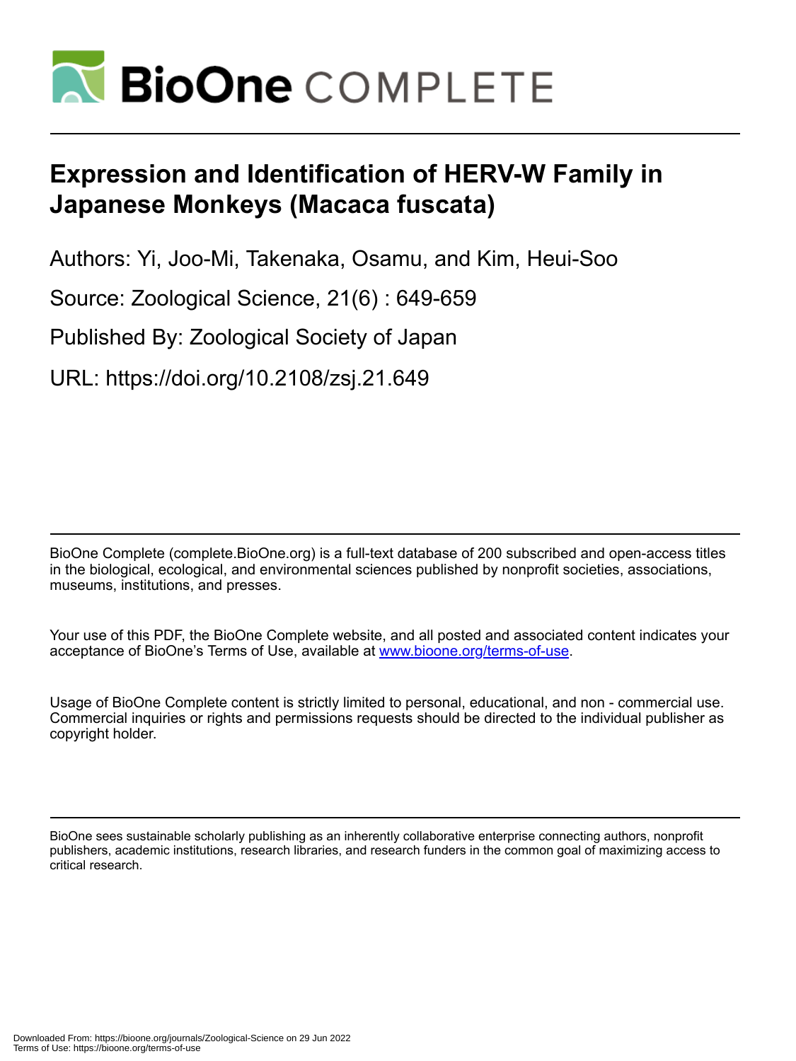# Expression and Identification of HERV-W Family in Japanese Monkeys (Macaca fuscata)

Authors: Yi, Joo-Mi, Takenaka, Osamu, and Kim, Heui-Soo

Source: Zoological Science, 21(6) : 649-659

Published By: Zoological Society of Japan

URL: https://doi.org/10.2108/zsj.21.649

BioOne Complete (complete.BioOne.org) is a full-text database of 200 subscribed and open-access titles in the biological, ecological, and environmental sciences published by nonprofit societies, associations, museums, institutions, and presses.

Your use of this PDF, the BioOne Complete website, and all posted and associated content indicates your acceptance of BioOne's Terms of Use, available at www.bioone.org/terms-of-use.

Usage of BioOne Complete content is strictly limited to personal, educational, and non - commercial use. Commercial inquiries or rights and permissions requests should be directed to the individual publisher as copyright holder.

BioOne sees sustainable scholarly publishing as an inherently collaborative enterprise connecting authors, nonprofit publishers, academic institutions, research libraries, and research funders in the common goal of maximizing access to critical research.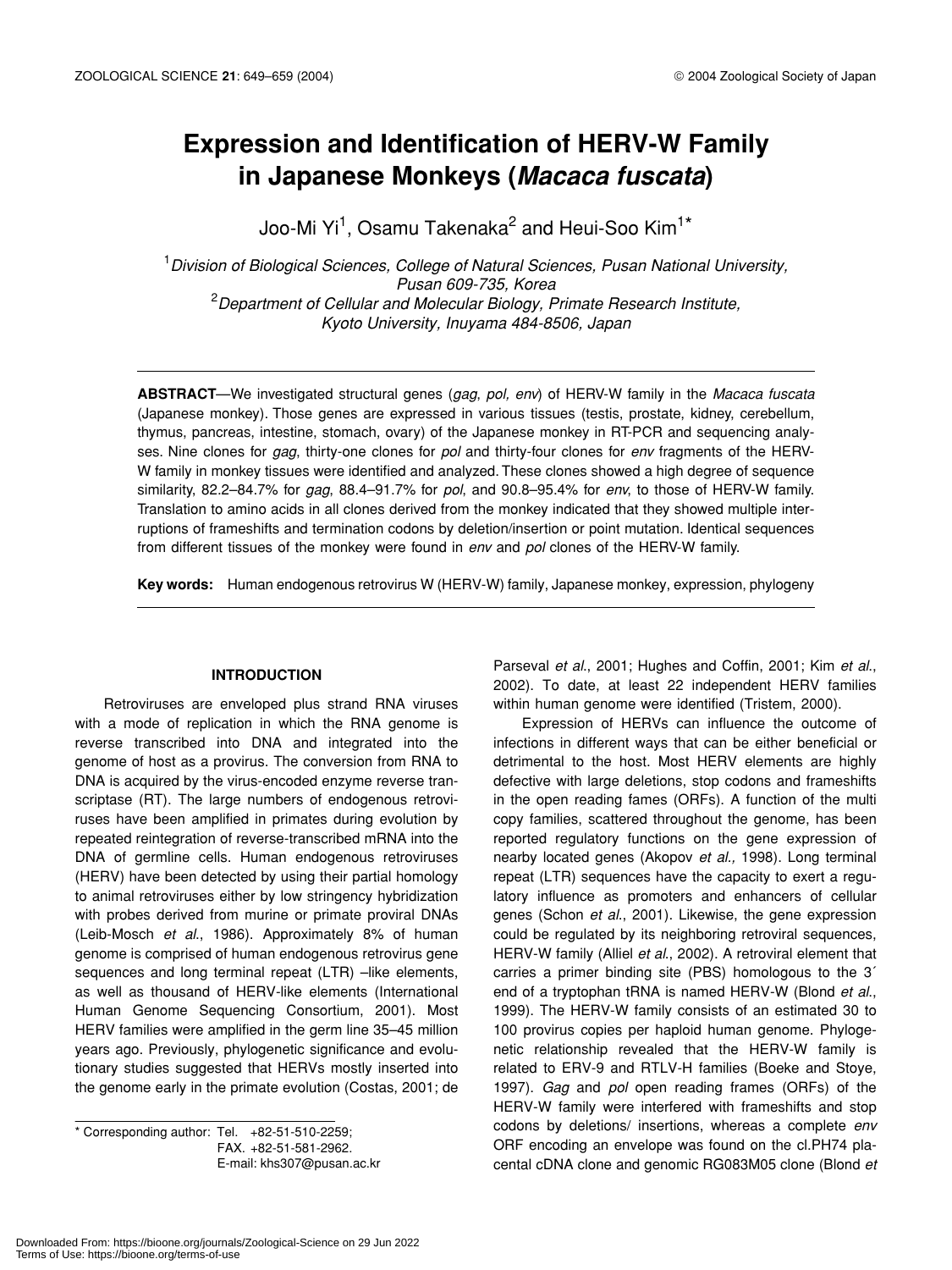# Expression and Identification of HERV-W Family in Japanese Monkeys (*Macaca fuscata*)

Joo-Mi Yi[1], Osamu Takenaka[2] and Heui-Soo Kim[1]*

[1]*Division of Biological Sciences, College of Natural Sciences, Pusan National University, Pusan 609-735, Korea*
[2]*Department of Cellular and Molecular Biology, Primate Research Institute, Kyoto University, Inuyama 484-8506, Japan*

**ABSTRACT**—We investigated structural genes (*gag*, *pol, env*) of HERV-W family in the *Macaca fuscata* (Japanese monkey). Those genes are expressed in various tissues (testis, prostate, kidney, cerebellum, thymus, pancreas, intestine, stomach, ovary) of the Japanese monkey in RT-PCR and sequencing analyses. Nine clones for *gag*, thirty-one clones for *pol* and thirty-four clones for *env* fragments of the HERV-W family in monkey tissues were identified and analyzed. These clones showed a high degree of sequence similarity, 82.2–84.7% for *gag*, 88.4–91.7% for *pol*, and 90.8–95.4% for *env*, to those of HERV-W family. Translation to amino acids in all clones derived from the monkey indicated that they showed multiple interruptions of frameshifts and termination codons by deletion/insertion or point mutation. Identical sequences from different tissues of the monkey were found in *env* and *pol* clones of the HERV-W family.

**Key words:** Human endogenous retrovirus W (HERV-W) family, Japanese monkey, expression, phylogeny

## INTRODUCTION

Retroviruses are enveloped plus strand RNA viruses with a mode of replication in which the RNA genome is reverse transcribed into DNA and integrated into the genome of host as a provirus. The conversion from RNA to DNA is acquired by the virus-encoded enzyme reverse transcriptase (RT). The large numbers of endogenous retroviruses have been amplified in primates during evolution by repeated reintegration of reverse-transcribed mRNA into the DNA of germline cells. Human endogenous retroviruses (HERV) have been detected by using their partial homology to animal retroviruses either by low stringency hybridization with probes derived from murine or primate proviral DNAs (Leib-Mosch *et al*., 1986). Approximately 8% of human genome is comprised of human endogenous retrovirus gene sequences and long terminal repeat (LTR) –like elements, as well as thousand of HERV-like elements (International Human Genome Sequencing Consortium, 2001). Most HERV families were amplified in the germ line 35–45 million years ago. Previously, phylogenetic significance and evolutionary studies suggested that HERVs mostly inserted into the genome early in the primate evolution (Costas, 2001; de Parseval *et al*., 2001; Hughes and Coffin, 2001; Kim *et al*., 2002). To date, at least 22 independent HERV families within human genome were identified (Tristem, 2000).

Expression of HERVs can influence the outcome of infections in different ways that can be either beneficial or detrimental to the host. Most HERV elements are highly defective with large deletions, stop codons and frameshifts in the open reading fames (ORFs). A function of the multi copy families, scattered throughout the genome, has been reported regulatory functions on the gene expression of nearby located genes (Akopov *et al.,* 1998). Long terminal repeat (LTR) sequences have the capacity to exert a regulatory influence as promoters and enhancers of cellular genes (Schon *et al*., 2001). Likewise, the gene expression could be regulated by its neighboring retroviral sequences, HERV-W family (Alliel *et al*., 2002). A retroviral element that carries a primer binding site (PBS) homologous to the 3´ end of a tryptophan tRNA is named HERV-W (Blond *et al*., 1999). The HERV-W family consists of an estimated 30 to 100 provirus copies per haploid human genome. Phylogenetic relationship revealed that the HERV-W family is related to ERV-9 and RTLV-H families (Boeke and Stoye, 1997). *Gag* and *pol* open reading frames (ORFs) of the HERV-W family were interfered with frameshifts and stop codons by deletions/ insertions, whereas a complete *env* ORF encoding an envelope was found on the cl.PH74 placental cDNA clone and genomic RG083M05 clone (Blond *et*

\* Corresponding author: Tel. +82-51-510-2259;
FAX. +82-51-581-2962.
E-mail: khs307@pusan.ac.kr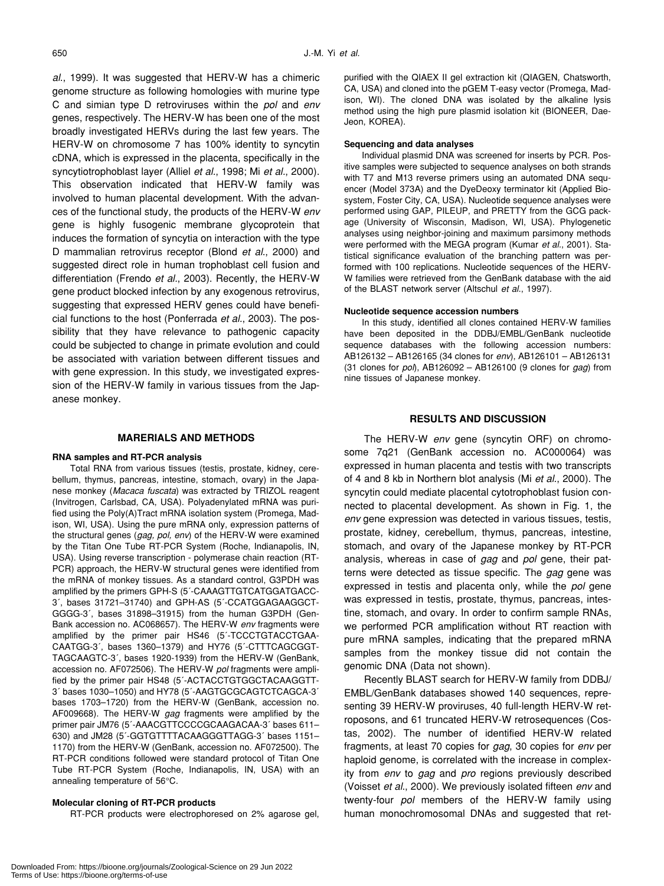*al*., 1999). It was suggested that HERV-W has a chimeric genome structure as following homologies with murine type C and simian type D retroviruses within the *pol* and *env* genes, respectively. The HERV-W has been one of the most broadly investigated HERVs during the last few years. The HERV-W on chromosome 7 has 100% identity to syncytin cDNA, which is expressed in the placenta, specifically in the syncytiotrophoblast layer (Alliel *et al*., 1998; Mi *et al*., 2000). This observation indicated that HERV-W family was involved to human placental development. With the advances of the functional study, the products of the HERV-W *env* gene is highly fusogenic membrane glycoprotein that induces the formation of syncytia on interaction with the type D mammalian retrovirus receptor (Blond *et al*., 2000) and suggested direct role in human trophoblast cell fusion and differentiation (Frendo *et al*., 2003). Recently, the HERV-W gene product blocked infection by any exogenous retrovirus, suggesting that expressed HERV genes could have beneficial functions to the host (Ponferrada *et al*., 2003). The possibility that they have relevance to pathogenic capacity could be subjected to change in primate evolution and could be associated with variation between different tissues and with gene expression. In this study, we investigated expression of the HERV-W family in various tissues from the Japanese monkey.

## MARERIALS AND METHODS

### RNA samples and RT-PCR analysis

Total RNA from various tissues (testis, prostate, kidney, cerebellum, thymus, pancreas, intestine, stomach, ovary) in the Japanese monkey (*Macaca fuscata*) was extracted by TRIZOL reagent (Invitrogen, Carlsbad, CA, USA). Polyadenylated mRNA was purified using the Poly(A)Tract mRNA isolation system (Promega, Madison, WI, USA). Using the pure mRNA only, expression patterns of the structural genes (*gag, pol, env*) of the HERV-W were examined by the Titan One Tube RT-PCR System (Roche, Indianapolis, IN, USA). Using reverse transcription - polymerase chain reaction (RT-PCR) approach, the HERV-W structural genes were identified from the mRNA of monkey tissues. As a standard control, G3PDH was amplified by the primers GPH-S (5´-CAAAGTTGTCATGGATGACC-3´, bases 31721–31740) and GPH-AS (5´-CCATGGAGAAGGCT-GGGG-3´, bases 31898–31915) from the human G3PDH (GenBank accession no. AC068657). The HERV-W *env* fragments were amplified by the primer pair HS46 (5´-TCCCTGTACCTGAA-CAATGG-3´, bases 1360–1379) and HY76 (5´-CTTTCAGCGGT-TAGCAAGTC-3´, bases 1920-1939) from the HERV-W (GenBank, accession no. AF072506). The HERV-W *pol* fragments were amplified by the primer pair HS48 (5´-ACTACCTGTGGCTACAAGGTT-3´ bases 1030–1050) and HY78 (5´-AAGTGCGCAGTCTCAGCA-3´ bases 1703–1720) from the HERV-W (GenBank, accession no. AF009668). The HERV-W *gag* fragments were amplified by the primer pair JM76 (5´-AAACGTTCCCCGCAAGACAA-3´ bases 611–630) and JM28 (5´-GGTGTTTTACAAGGGTTAGG-3´ bases 1151–1170) from the HERV-W (GenBank, accession no. AF072500). The RT-PCR conditions followed were standard protocol of Titan One Tube RT-PCR System (Roche, Indianapolis, IN, USA) with an annealing temperature of 56°C.

### Molecular cloning of RT-PCR products

RT-PCR products were electrophoresed on 2% agarose gel, purified with the QIAEX II gel extraction kit (QIAGEN, Chatsworth, CA, USA) and cloned into the pGEM T-easy vector (Promega, Madison, WI). The cloned DNA was isolated by the alkaline lysis method using the high pure plasmid isolation kit (BIONEER, Dae-Jeon, KOREA).

### Sequencing and data analyses

Individual plasmid DNA was screened for inserts by PCR. Positive samples were subjected to sequence analyses on both strands with T7 and M13 reverse primers using an automated DNA sequencer (Model 373A) and the DyeDeoxy terminator kit (Applied Biosystem, Foster City, CA, USA). Nucleotide sequence analyses were performed using GAP, PILEUP, and PRETTY from the GCG package (University of Wisconsin, Madison, WI, USA). Phylogenetic analyses using neighbor-joining and maximum parsimony methods were performed with the MEGA program (Kumar *et al*., 2001). Statistical significance evaluation of the branching pattern was performed with 100 replications. Nucleotide sequences of the HERV-W families were retrieved from the GenBank database with the aid of the BLAST network server (Altschul *et al*., 1997).

### Nucleotide sequence accession numbers

In this study, identified all clones contained HERV-W families have been deposited in the DDBJ/EMBL/GenBank nucleotide sequence databases with the following accession numbers: AB126132 – AB126165 (34 clones for *env*), AB126101 – AB126131 (31 clones for *pol*), AB126092 – AB126100 (9 clones for *gag*) from nine tissues of Japanese monkey.

## RESULTS AND DISCUSSION

The HERV-W *env* gene (syncytin ORF) on chromosome 7q21 (GenBank accession no. AC000064) was expressed in human placenta and testis with two transcripts of 4 and 8 kb in Northern blot analysis (Mi *et al*., 2000). The syncytin could mediate placental cytotrophoblast fusion connected to placental development. As shown in Fig. 1, the *env* gene expression was detected in various tissues, testis, prostate, kidney, cerebellum, thymus, pancreas, intestine, stomach, and ovary of the Japanese monkey by RT-PCR analysis, whereas in case of *gag* and *pol* gene, their patterns were detected as tissue specific. The *gag* gene was expressed in testis and placenta only, while the *pol* gene was expressed in testis, prostate, thymus, pancreas, intestine, stomach, and ovary. In order to confirm sample RNAs, we performed PCR amplification without RT reaction with pure mRNA samples, indicating that the prepared mRNA samples from the monkey tissue did not contain the genomic DNA (Data not shown).

Recently BLAST search for HERV-W family from DDBJ/EMBL/GenBank databases showed 140 sequences, representing 39 HERV-W proviruses, 40 full-length HERV-W retroposons, and 61 truncated HERV-W retrosequences (Costas, 2002). The number of identified HERV-W related fragments, at least 70 copies for *gag*, 30 copies for *env* per haploid genome, is correlated with the increase in complexity from *env* to *gag* and *pro* regions previously described (Voisset *et al*., 2000). We previously isolated fifteen *env* and twenty-four *pol* members of the HERV-W family using human monochromosomal DNAs and suggested that ret-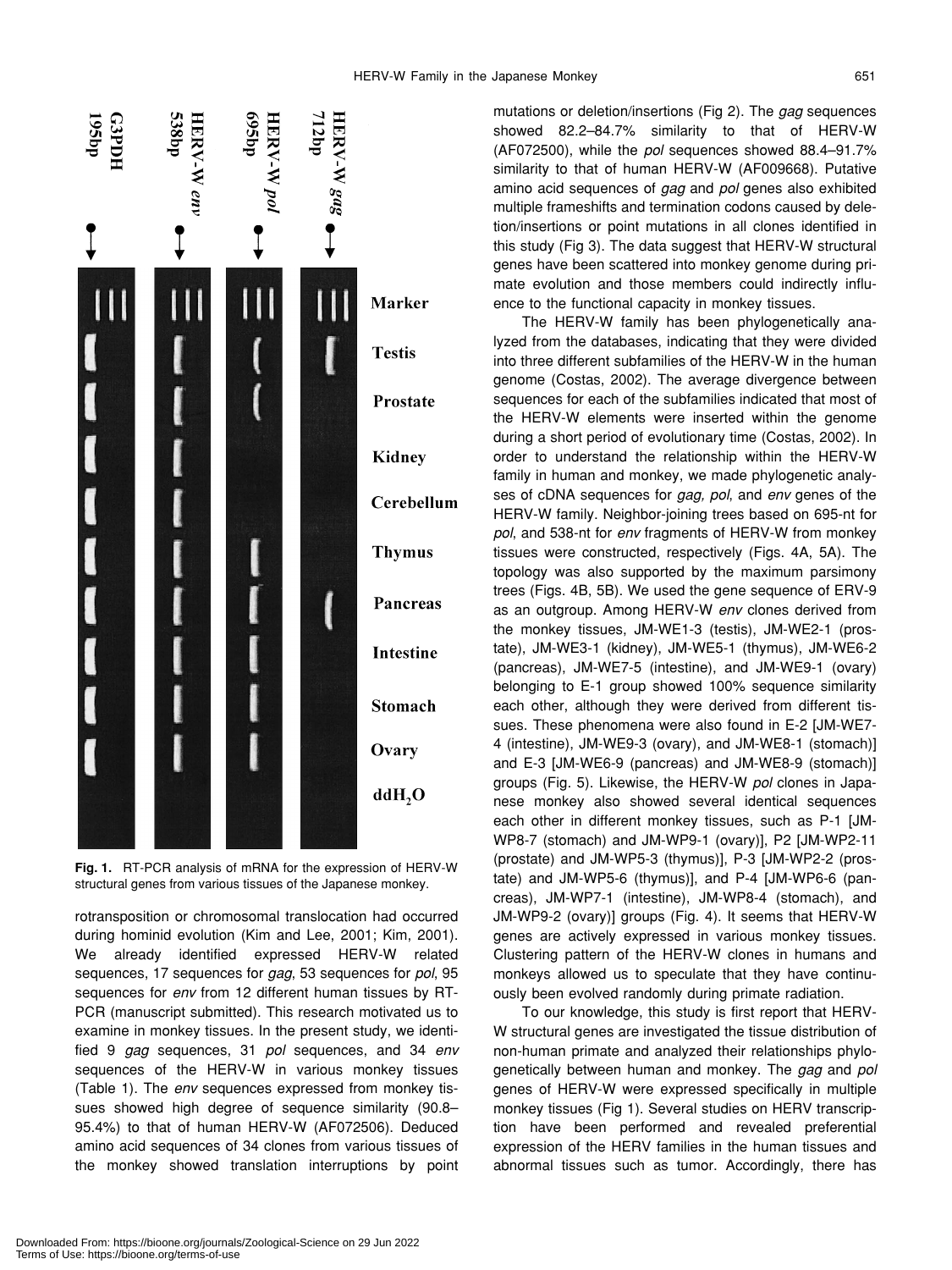**Fig. 1.** RT-PCR analysis of mRNA for the expression of HERV-W structural genes from various tissues of the Japanese monkey.

rotransposition or chromosomal translocation had occurred during hominid evolution (Kim and Lee, 2001; Kim, 2001). We already identified expressed HERV-W related sequences, 17 sequences for *gag*, 53 sequences for *pol*, 95 sequences for *env* from 12 different human tissues by RT-PCR (manuscript submitted). This research motivated us to examine in monkey tissues. In the present study, we identified 9 *gag* sequences, 31 *pol* sequences, and 34 *env* sequences of the HERV-W in various monkey tissues (Table 1). The *env* sequences expressed from monkey tissues showed high degree of sequence similarity (90.8–95.4%) to that of human HERV-W (AF072506). Deduced amino acid sequences of 34 clones from various tissues of the monkey showed translation interruptions by point mutations or deletion/insertions (Fig 2). The *gag* sequences showed 82.2–84.7% similarity to that of HERV-W (AF072500), while the *pol* sequences showed 88.4–91.7% similarity to that of human HERV-W (AF009668). Putative amino acid sequences of *gag* and *pol* genes also exhibited multiple frameshifts and termination codons caused by deletion/insertions or point mutations in all clones identified in this study (Fig 3). The data suggest that HERV-W structural genes have been scattered into monkey genome during primate evolution and those members could indirectly influence to the functional capacity in monkey tissues.

The HERV-W family has been phylogenetically analyzed from the databases, indicating that they were divided into three different subfamilies of the HERV-W in the human genome (Costas, 2002). The average divergence between sequences for each of the subfamilies indicated that most of the HERV-W elements were inserted within the genome during a short period of evolutionary time (Costas, 2002). In order to understand the relationship within the HERV-W family in human and monkey, we made phylogenetic analyses of cDNA sequences for *gag, pol*, and *env* genes of the HERV-W family. Neighbor-joining trees based on 695-nt for *pol*, and 538-nt for *env* fragments of HERV-W from monkey tissues were constructed, respectively (Figs. 4A, 5A). The topology was also supported by the maximum parsimony trees (Figs. 4B, 5B). We used the gene sequence of ERV-9 as an outgroup. Among HERV-W *env* clones derived from the monkey tissues, JM-WE1-3 (testis), JM-WE2-1 (prostate), JM-WE3-1 (kidney), JM-WE5-1 (thymus), JM-WE6-2 (pancreas), JM-WE7-5 (intestine), and JM-WE9-1 (ovary) belonging to E-1 group showed 100% sequence similarity each other, although they were derived from different tissues. These phenomena were also found in E-2 [JM-WE7-4 (intestine), JM-WE9-3 (ovary), and JM-WE8-1 (stomach)] and E-3 [JM-WE6-9 (pancreas) and JM-WE8-9 (stomach)] groups (Fig. 5). Likewise, the HERV-W *pol* clones in Japanese monkey also showed several identical sequences each other in different monkey tissues, such as P-1 [JM-WP8-7 (stomach) and JM-WP9-1 (ovary)], P2 [JM-WP2-11 (prostate) and JM-WP5-3 (thymus)], P-3 [JM-WP2-2 (prostate) and JM-WP5-6 (thymus)], and P-4 [JM-WP6-6 (pancreas), JM-WP7-1 (intestine), JM-WP8-4 (stomach), and JM-WP9-2 (ovary)] groups (Fig. 4). It seems that HERV-W genes are actively expressed in various monkey tissues. Clustering pattern of the HERV-W clones in humans and monkeys allowed us to speculate that they have continuously been evolved randomly during primate radiation.

To our knowledge, this study is first report that HERV-W structural genes are investigated the tissue distribution of non-human primate and analyzed their relationships phylogenetically between human and monkey. The *gag* and *pol* genes of HERV-W were expressed specifically in multiple monkey tissues (Fig 1). Several studies on HERV transcription have been performed and revealed preferential expression of the HERV families in the human tissues and abnormal tissues such as tumor. Accordingly, there has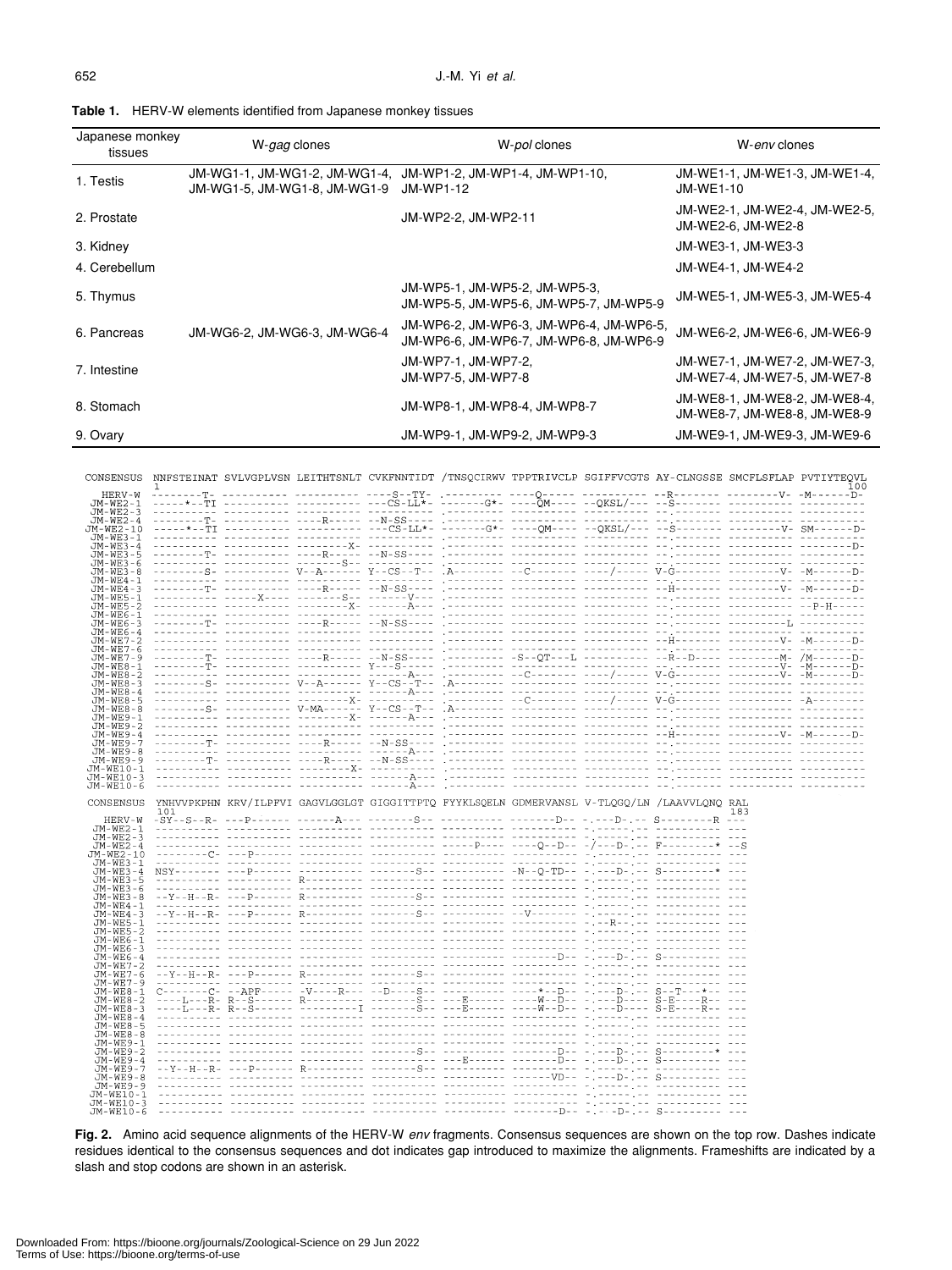**Table 1.** HERV-W elements identified from Japanese monkey tissues

| Japanese monkey tissues | W-*gag* clones | W-*pol* clones | W-*env* clones |
|---|---|---|---|
| 1. Testis | JM-WG1-1, JM-WG1-2, JM-WG1-4, JM-WG1-5, JM-WG1-8, JM-WG1-9 | JM-WP1-2, JM-WP1-4, JM-WP1-10, JM-WP1-12 | JM-WE1-1, JM-WE1-3, JM-WE1-4, JM-WE1-10 |
| 2. Prostate | | JM-WP2-2, JM-WP2-11 | JM-WE2-1, JM-WE2-4, JM-WE2-5, JM-WE2-6, JM-WE2-8 |
| 3. Kidney | | | JM-WE3-1, JM-WE3-3 |
| 4. Cerebellum | | | JM-WE4-1, JM-WE4-2 |
| 5. Thymus | | JM-WP5-1, JM-WP5-2, JM-WP5-3, JM-WP5-5, JM-WP5-6, JM-WP5-7, JM-WP5-9 | JM-WE5-1, JM-WE5-3, JM-WE5-4 |
| 6. Pancreas | JM-WG6-2, JM-WG6-3, JM-WG6-4 | JM-WP6-2, JM-WP6-3, JM-WP6-4, JM-WP6-5, JM-WP6-6, JM-WP6-7, JM-WP6-8, JM-WP6-9 | JM-WE6-2, JM-WE6-6, JM-WE6-9 |
| 7. Intestine | | JM-WP7-1, JM-WP7-2, JM-WP7-5, JM-WP7-8 | JM-WE7-1, JM-WE7-2, JM-WE7-3, JM-WE7-4, JM-WE7-5, JM-WE7-8 |
| 8. Stomach | | JM-WP8-1, JM-WP8-4, JM-WP8-7 | JM-WE8-1, JM-WE8-2, JM-WE8-4, JM-WE8-7, JM-WE8-8, JM-WE8-9 |
| 9. Ovary | | JM-WP9-1, JM-WP9-2, JM-WP9-3 | JM-WE9-1, JM-WE9-3, JM-WE9-6 |

```
CONSENSUS  NNFSTEINAT SVLVGPLVSN LEITHTSNLT CVKFNNTIDT /TNSQCIRWV TPPTRIVCLP SGIFFVCGTS AY-CLNGSSE SMCFLSFLAP PVTIYTEQVL
           1                                                                                                          100
   HERV-W  --------T- ---------- ---------- ----S--TY- .--------- ----Q----- ---------- --R------- --------V- -M------D-
 JM-WE2-1  -----*--TI ---------- ---------- ---CS-LL*- -------G*- ----QM---- --QKSL/--- --S------- ---------- ----------
 JM-WE2-3  ---------- ---------- ---------- ---------- .--------- ---------- ---------- --.------- ---------- ----------
 JM-WE2-4  --------T- ---------- -----R---- --N-SS---- .--------- ---------- ---------- --.------- ---------- ----------
JM-WE2-10  -----*--TI ---------- ---------- ---CS-LL*- -------G*- ----QM---- --QKSL/--- --S------- --------V- SM------D-
 JM-WE3-1  ---------- ---------- ---------- ---------- .--------- ---------- ---------- --.------- ---------- ----------
 JM-WE3-4  ---------- ---------- -------X-- ---------- .--------- ---------- ---------- --.------- ---------- --------D-
 JM-WE3-5  --------T- ---------- -----R---- --N-SS---- .--------- ---------- ---------- --.------- ---------- ----------
 JM-WE3-6  ---------- ---------- -------S-- ---------- .--------- ---------- ---------- --.------- ---------- ----------
 JM-WE3-8  --------S- ---------- V--A------ Y--CS--T-- .A-------- --C------- ----/----- V-G------- --------V- -M------D-
 JM-WE4-1  ---------- ---------- ---------- ---------- .--------- ---------- ---------- --.------- ---------- ----------
 JM-WE4-3  --------T- ---------- -----R---- --N-SS---- .--------- ---------- ---------- --H------- --------V- -M------D-
 JM-WE5-1  ---------- -----X---- -------S-- ------V--- .--------- ---------- ---------- --.------- ---------- ----------
 JM-WE5-2  ---------- ---------- -------X-- ------A--- .--------- ---------- ---------- --.------- ---------- ---P-H----
 JM-WE6-1  ---------- ---------- ---------- ---------- .--------- ---------- ---------- --.------- ---------- ----------
 JM-WE6-3  --------T- ---------- -----R---- --N-SS---- .--------- ---------- ---------- --.------- ---------L ----------
 JM-WE6-4  ---------- ---------- ---------- ---------- .--------- ---------- ---------- --.------- ---------- ----------
 JM-WE7-2  ---------- ---------- ---------- ---------- .--------- ---------- ---------- --H------- --------V- -M------D-
 JM-WE7-6  ---------- ---------- ---------- ---------- .--------- ---------- ---------- --.------- ---------- ----------
 JM-WE7-9  --------T- ---------- -----R---- --N-SS---- .--------- -S--QT---L ---------- --R--D---- --------M- /M------D-
 JM-WE8-1  --------T- ---------- ---------- Y---S----- .--------- ---------- ---------- --.------- --------V- -M------D-
 JM-WE8-2  ---------- ---------- ---------- ------A--- .--------- --C------- ----/----- V-G------- --------V- -M------D-
 JM-WE8-3  --------S- ---------- V--A------ Y--CS--T-- .A-------- ---------- ---------- --.------- ---------- ----------
 JM-WE8-4  ---------- ---------- ---------- ------A--- .--------- ---------- ---------- --.------- ---------- ----------
 JM-WE8-5  ---------- ---------- -------X-- ---------- .--------- --C------- ----/----- V-G------- ---------- -A--------
 JM-WE8-8  --------S- ---------- V-MA------ Y--CS--T-- .A-------- ---------- ---------- --.------- ---------- ----------
 JM-WE9-1  ---------- ---------- -------X-- ------A--- .--------- ---------- ---------- --.------- ---------- ----------
 JM-WE9-2  ---------- ---------- ---------- ---------- .--------- ---------- ---------- --.------- ---------- ----------
 JM-WE9-4  ---------- ---------- ---------- ---------- .--------- ---------- ---------- --H------- --------V- -M------D-
 JM-WE9-7  --------T- ---------- -----R---- --N-SS---- .--------- ---------- ---------- --.------- ---------- ----------
 JM-WE9-8  ---------- ---------- ---------- ------A--- .--------- ---------- ---------- --.------- ---------- ----------
 JM-WE9-9  --------T- ---------- -----R---- --N-SS---- .--------- ---------- ---------- --.------- ---------- ----------
JM-WE10-1  ---------- ---------- -------X-- ---------- .--------- ---------- ---------- --.------- ---------- ----------
JM-WE10-3  ---------- ---------- ---------- ------A--- .--------- ---------- ---------- --.------- ---------- ----------
JM-WE10-6  ---------- ---------- ---------- ------A--- .--------- ---------- ---------- --.------- ---------- ----------

CONSENSUS  YNHVVPKPHN KRV/ILPFVI GAGVLGGLGT GIGGITTPTQ FYYKLSQELN GDMERVANSL V-TLQGQ/LN /LAAVVLQNQ RAL
           101                                                                                   183
   HERV-W  -SY--S--R- ---P------ ------A--- -------S-- ---------- -------D-- -.---D-.-- S--------R ---
 JM-WE2-1  ---------- ---------- ---------- ---------- ---------- ---------- -.-----.-- ---------- ---
 JM-WE2-3  ---------- ---------- ---------- ---------- ---------- ---------- -.-----.-- ---------- ---
 JM-WE2-4  ---------- ---------- ---------- ---------- -----P---- ----Q--D-- -/---D-.-- F--------* --S
JM-WE2-10  --------C- ---P------ ---------- ---------- ---------- ---------- -.-----.-- ---------- ---
 JM-WE3-1  ---------- ---------- ---------- ---------- ---------- ---------- -.-----.-- ---------- ---
 JM-WE3-4  NSY------- ---P------ ---------- -------S-- ---------- -N--Q-TD-- -.---D-.-- S--------* ---
 JM-WE3-5  ---------- ---------- R--------- ---------- ---------- ---------- -.-----.-- ---------- ---
 JM-WE3-6  ---------- ---------- ---------- ---------- ---------- ---------- -.-----.-- ---------- ---
 JM-WE3-8  --Y--H--R- ---P------ R--------- -------S-- ---------- ---------- -.-----.-- ---------- ---
 JM-WE4-1  ---------- ---------- ---------- ---------- ---------- ---------- -.-----.-- ---------- ---
 JM-WE4-3  --Y--H--R- ---P------ R--------- -------S-- ---------- --V------- -.-----.-- ---------- ---
 JM-WE5-1  ---------- ---------- ---------- ---------- ---------- ---------- -.--R--.-- ---------- ---
 JM-WE5-2  ---------- ---------- ---------- ---------- ---------- ---------- -.-----.-- ---------- ---
 JM-WE6-1  ---------- ---------- ---------- ---------- ---------- ---------- -.-----.-- ---------- ---
 JM-WE6-3  ---------- ---------- ---------- ---------- ---------- ---------- -.-----.-- ---------- ---
 JM-WE6-4  ---------- ---------- ---------- ---------- ---------- -------D-- -.---D-.-- S--------- ---
 JM-WE7-2  ---------- ---------- ---------- ---------- ---------- ---------- -.-----.-- ---------- ---
 JM-WE7-6  --Y--H--R- ---P------ R--------- -------S-- ---------- ---------- -.-----.-- ---------- ---
 JM-WE7-9  ---------- ---------- ---------- ---------- ---------- ---------- -.-----.-- ---------- ---
 JM-WE8-1  C-------C- --APF----- -V----R--- --D----S-- ---------- ----*--D-- -.---D-.-- S--T---*-- ---
 JM-WE8-2  ----L---R- R--S------ R--------- -------S-- ---E------ ----W--D-- -.---D---- S-E----R-- ---
 JM-WE8-3  ----L---R- R--S------ ---------I -------S-- ---E------ ----W--D-- -.---D---- S-E----R-- ---
 JM-WE8-4  ---------- ---------- ---------- ---------- ---------- ---------- -.-----.-- ---------- ---
 JM-WE8-5  ---------- ---------- ---------- ---------- ---------- ---------- -.-----.-- ---------- ---
 JM-WE8-8  ---------- ---------- ---------- ---------- ---------- ---------- -.-----.-- ---------- ---
 JM-WE9-1  ---------- ---------- ---------- ---------- ---------- ---------- -.-----.-- ---------- ---
 JM-WE9-2  ---------- ---------- ---------- -------S-- ---------- -------D-- -.---D-.-- S--------* ---
 JM-WE9-4  ---------- ---------- ---------- ---------- ---E------ -------D-- -.---D-.-- S--------- ---
 JM-WE9-7  --Y--H--R- ---P------ R--------- -------S-- ---------- ---------- -.-----.-- ---------- ---
 JM-WE9-8  ---------- ---------- ---------- ---------- ---------- ------VD-- -.---D-.-- S--------- ---
 JM-WE9-9  ---------- ---------- ---------- ---------- ---------- ---------- -.-----.-- ---------- ---
JM-WE10-1  ---------- ---------- ---------- ---------- ---------- ---------- -.-----.-- ---------- ---
JM-WE10-3  ---------- ---------- ---------- ---------- ---------- ---------- -.-----.-- ---------- ---
JM-WE10-6  ---------- ---------- ---------- ---------- ---------- -------D-- -.---D-.-- S--------- ---
```

**Fig. 2.** Amino acid sequence alignments of the HERV-W *env* fragments. Consensus sequences are shown on the top row. Dashes indicate residues identical to the consensus sequences and dot indicates gap introduced to maximize the alignments. Frameshifts are indicated by a slash and stop codons are shown in an asterisk.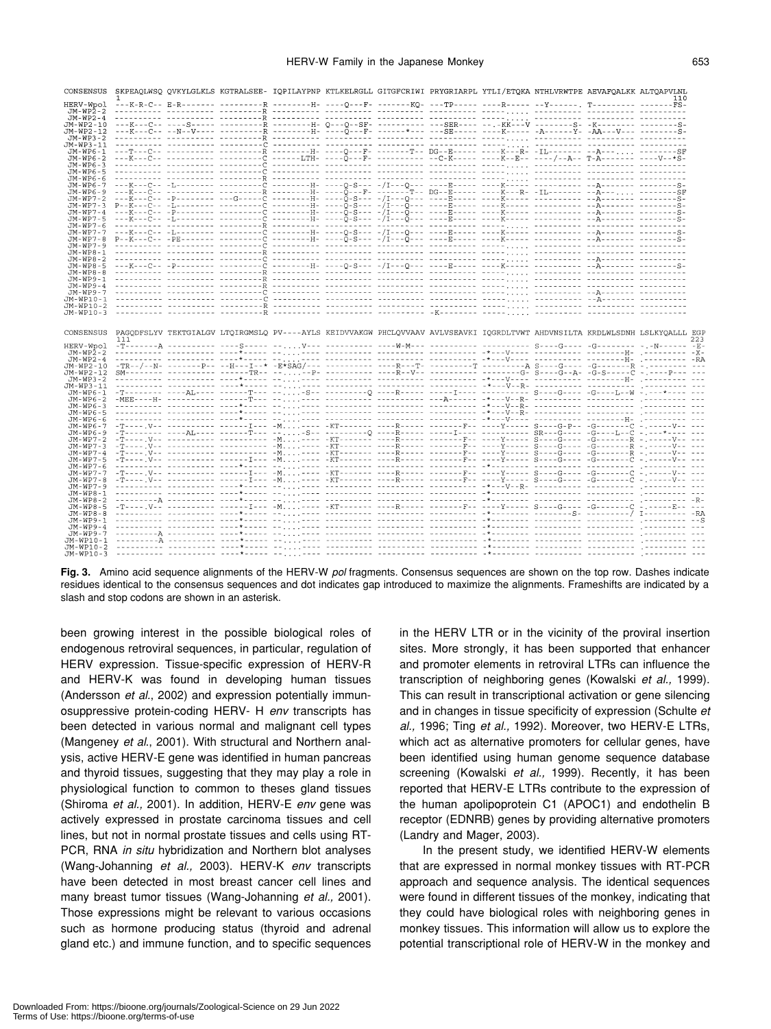```
CONSENSUS  SKPEAQLWSQ QVKYLGLKLS KGTRALSEE- IQPILAYPNP KTLKELRGLL GITGFCRIWI PRYGRIARPL YTLI/ETQKA NTHLVRWTPE AEVAFQALKK ALTQAPVLNL
           1                                                                                                                     110
HERV-Wpol  ---K-R-C-- E-R------- ---------R --------H- ----Q---F- -------KQ- ---TP----- ----R----- --Y------. T--------- -------FS-
JM-WP2-2   ---------- ---------- ---------R ---------- ---------- ---------- ---------- -----..... ---------- ---------- ----------
JM-WP2-4   ---------- ---------- ---------R ---------- ---------- ---------- ---------- -----..... ---------- ---------- ----------
JM-WP2-10  ---K---C-- ----S----- ---------R --------H- Q---Q--SF- ---------- ---SER---- ---.KK---V --------S- -K-------- --------S-
JM-WP2-12  ---K---C-- --N--V---- ---------R --------H- ----Q---F- ------*--- ---SE----- ----K----- -A------Y- -AA---V--- --------S-
JM-WP3-2   ---------- ---------- ---------R ---------- ---------- ---------- ---------- -----..... ---------- ---------- ----------
JM-WP3-11  ---------- ---------- ---------C ---------- ---------- ---------- ---------- -----..... ---------- ---------- ----------
JM-WP6-1   --T---C--- ---------- ---------R --------H- ----Q---F- -------T-- DG--E----- ----K--R-- -IL------- --A------- -------SF
JM-WP6-2   ---K---C-- ---------- ---------C ------LTH- ----Q---F- ---------- --C-K----- ----K--E-- ----/--A-- T-A------- ----V--*S-
JM-WP6-3   ---------- ---------- ---------C ---------- ---------- ---------- ---------- -----..... ---------- ---------- ----------
JM-WP6-5   ---------- ---------- ---------C ---------- ---------- ---------- ---------- -----..... ---------- ---------- ----------
JM-WP6-6   ---------- ---------- ---------R ---------- ---------- ---------- ---------- -----..... ---------- ---------- ----------
JM-WP6-7   ---K---C-- -L-------- ---------C --------H- ----Q-S--- -/I---Q--- ----E----- ----K----- ---------- --A------- --------S-
JM-WP6-9   ---K---C-- ---------- ---------R --------H- ----Q---F- -------T-- DG--E----- ----K--R-- -IL------- --A------. -------SF
JM-WP7-2   ---K---C-- -P-------- ---G-----C --------H- ----Q-S--- -/I---Q--- ----E----- ----K----- ---------- --A------- --------S-
JM-WP7-3   P--K---C-- -L-------- ---------C --------H- ----Q-S--- -/I---Q--- ----E----- ----K----- ---------- --A------- --------S-
JM-WP7-4   ---K---C-- -P-------- ---------C --------H- ----Q-S--- -/I---Q--- ----E----- ----K----- ---------- --A------- --------S-
JM-WP7-5   ---K---C-- -L-------- ---------C --------H- ----Q-S--- -/I---Q--- ----E----- ----K----- ---------- --A------- --------S-
JM-WP7-6   ---------- ---------- ---------R ---------- ---------- ---------- ---------- -----..... ---------- ---------- ----------
JM-WP7-7   ---K---C-- -L-------- ---------C --------H- ----Q-S--- -/I---Q--- ----E----- ----K----- ---------- --A------- --------S-
JM-WP7-8   P--K---C-- -PE------- ---------C --------H- ----Q-S--- -/I---Q--- ----E----- ----K----- ---------- --A------- --------S-
JM-WP7-9   ---------- ---------- ---------C ---------- ---------- ---------- ---------- -----..... ---------- ---------- ----------
JM-WP8-1   ---------- ---------- ---------R ---------- ---------- ---------- ---------- -----..... ---------- ---------- ----------
JM-WP8-2   ---------- ---------- ---------C ---------- ---------- ---------- ---------- -----..... ---------- --A------- ----------
JM-WP8-5   ---K---C-- -P-------- ---------C --------H- ----Q-S--- -/I---Q--- ----E----- ----K----- ---------- --A------- --------S-
JM-WP8-8   ---------- ---------- ---------R ---------- ---------- ---------- ---------- -----..... ---------- ---------- ----------
JM-WP9-1   ---------- ---------- ---------R ---------- ---------- ---------- ---------- -----..... ---------- ---------- ----------
JM-WP9-4   ---------- ---------- ---------R ---------- ---------- ---------- ---------- -----..... ---------- ---------- ----------
JM-WP9-7   ---------- ---------- ---------C ---------- ---------- ---------- ---------- -----..... ---------- --A------- ----------
JM-WP10-1  ---------- ---------- ---------C ---------- ---------- ---------- ---------- -----..... ---------- --A------- ----------
JM-WP10-2  ---------- ---------- ---------R ---------- ---------- ---------- ---------- -----..... ---------- ---------- ----------
JM-WP10-3  ---------- ---------- ---------R ---------- ---------- ---------- -K-------- -----..... ---------- ---------- ----------

CONSENSUS  PAGQDFSLYV TEKTGIALGV LTQIRGMSLQ PV----AYLS KEIDVVAKGW PHCLQVVAAV AVLVSEAVKI IQGRDLTVWT AHDVNSILTA KRDLWLSDNH LSLKYQALLL EGP
           111                                                                                                                         223
HERV-Wpol  -T-------A ---------- ----S----- --....V--- ---------- ----W-M--- ---------- ---------- S----G---- -G-------- -.-N------ -E-
JM-WP2-2   ---------- ---------- ----*----- --....---- ---------- ---------- ---------- -*---V---- ---------- --------H- .--------- -X-
JM-WP2-4   ---------- ---------- ----*----- --....---- ---------- ---------- ---------- -*---V---- ---------- --------H- .--------- -RA
JM-WP2-10  -TR--/--N- ---------P-- --H---I--* -E*SAG/--- ---------- ----R--T-- ---------T ---------A S----G---- -G-------R -.-------- ---
JM-WP2-12  SM-------- ---------- ------TR-- --....--P- ---------- ----R--V-- ---------- ---------G- S----G--A- -G-S-----C -.-----P-- ---
JM-WP3-2   ---------- ---------- ----*----- --....---- ---------- ---------- ---------- -*---V---- ---------- --------H- .--------- ---
JM-WP3-11  ---------- ---------- ----*----- --....---- ---------- ---------- ---------- -*---V--R- ---------- ---------- .--------- ---
JM-WP6-1   -T-------- ----AL---- ------T--- --....-S-- ---------Q ----R----- ------I--- ---------- S----G---- -G----L--W -.----*--- ---
JM-WP6-2   -MEE----H- ---------- ------T--- --....---- ---------- ---------- ---A------ -*---V--R- ---------- ---------- .--------- ---
JM-WP6-3   ---------- ---------- ----*----- --....---- ---------- ---------- ---------- -*---V--R- ---------- ---------- .--------- ---
JM-WP6-5   ---------- ---------- ----*----- --....---- ---------- ---------- ---------- -*---V--R- ---------- ---------- .--------- ---
JM-WP6-6   ---------- ---------- ----*----- --....---- ---------- ---------- ---------- -*---V---- ---------- --------H- .--------- ---
JM-WP6-7   -T-----.V-- ---------- -------I--- -M....---- -KT------- ----R----- -------F-- ----Y----- S----G-P-- -G-------C -.-----V-- ---
JM-WP6-9   -T-------- ----AL---- ------T--- --....-S-- ---------Q ----R----- ------I--- ---------- SR---G---- -G----L--C -.----*--- ---
JM-WP7-2   -T-----.V-- ---------- ---------- -M....---- -KT------- ----R----- -------F-- ----Y----- S----G---- -G-------R -.-----V-- ---
JM-WP7-3   -T-----.V-- ---------- ---------- -M....---- -KT------- ----R----- -------F-- ----Y----- S----G---- -G-------R -.-----V-- ---
JM-WP7-4   -T-----.V-- ---------- ---------- -M....---- -KT------- ----R----- -------F-- ----Y----- S----G---- -G-------R -.-----V-- ---
JM-WP7-5   -T-----.V-- ---------- ------I--- -M....---- -KT------- ----R----- -------F-- ----Y----- S----G---- -G-------C -.-----V-- ---
JM-WP7-6   ---------- ---------- ----*----- --....---- ---------- ---------- ---------- -*-------- ---------- ---------- .--------- ---
JM-WP7-7   -T-----.V-- ---------- ------I--- -M....---- -KT------- ----R----- -------F-- ----Y----- S----G---- -G-------C -.-----V-- ---
JM-WP7-8   -T-----.V-- ---------- ------I--- -M....---- -KT------- ----R----- -------F-- ----Y----- S----G---- -G-------C -.-----V-- ---
JM-WP7-9   ---------- ---------- ----*----- --....---- ---------- ---------- ---------- -*---V--R- ---------- ---------- .--------- ---
JM-WP8-1   ---------- ---------- ----*----- --....---- ---------- ---------- ---------- -*-------- ---------- ---------- .--------- ---
JM-WP8-2   ---------A ---------- ----*----- --....---- ---------- ---------- ---------- -*-------- ---------- ---------- .--------- -R-
JM-WP8-5   -T-----.V-- ---------- ------I--- -M....---- -KT------- ----R----- -------F-- ----Y----- S----G---- -G-------C -.-----E-- ---
JM-WP8-8   ---------- ---------- ----*----- --....---- ---------- ---------- ---------- -*-------- -------S-- ---------/ I--------- -RA
JM-WP9-1   ---------- ---------- ----*----- --....---- ---------- ---------- ---------- -*-------- ---------- ---------- .--------- --S
JM-WP9-4   ---------- ---------- ----*----- --....---- ---------- ---------- ---------- -*-------- ---------- ---------- .--------- --
JM-WP9-7   ---------A ---------- ----*----- --....---- ---------- ---------- ---------- -*-------- ---------- ---------- .--------- ---
JM-WP10-1  ---------A ---------- ----*----- --....---- ---------- ---------- ---------- -*-------- ---------- ---------- .--------- ---
JM-WP10-2  ---------- ---------- ----*----- --....---- ---------- ---------- ---------- -*-------- ---------- ---------- .--------- ---
JM-WP10-3  ---------- ---------- ----*----- --....---- ---------- ---------- ---------- -*-------- ---------- ---------- .--------- ---
```

**Fig. 3.** Amino acid sequence alignments of the HERV-W *pol* fragments. Consensus sequences are shown on the top row. Dashes indicate residues identical to the consensus sequences and dot indicates gap introduced to maximize the alignments. Frameshifts are indicated by a slash and stop codons are shown in an asterisk.

been growing interest in the possible biological roles of endogenous retroviral sequences, in particular, regulation of HERV expression. Tissue-specific expression of HERV-R and HERV-K was found in developing human tissues (Andersson *et al*., 2002) and expression potentially immunosuppressive protein-coding HERV- H *env* transcripts has been detected in various normal and malignant cell types (Mangeney *et al*., 2001). With structural and Northern analysis, active HERV-E gene was identified in human pancreas and thyroid tissues, suggesting that they may play a role in physiological function to common to theses gland tissues (Shiroma *et al.,* 2001). In addition, HERV-E *env* gene was actively expressed in prostate carcinoma tissues and cell lines, but not in normal prostate tissues and cells using RT-PCR, RNA *in situ* hybridization and Northern blot analyses (Wang-Johanning *et al.,* 2003). HERV-K *env* transcripts have been detected in most breast cancer cell lines and many breast tumor tissues (Wang-Johanning *et al.,* 2001). Those expressions might be relevant to various occasions such as hormone producing status (thyroid and adrenal gland etc.) and immune function, and to specific sequences in the HERV LTR or in the vicinity of the proviral insertion sites. More strongly, it has been supported that enhancer and promoter elements in retroviral LTRs can influence the transcription of neighboring genes (Kowalski *et al.,* 1999). This can result in transcriptional activation or gene silencing and in changes in tissue specificity of expression (Schulte *et al.,* 1996; Ting *et al.,* 1992). Moreover, two HERV-E LTRs, which act as alternative promoters for cellular genes, have been identified using human genome sequence database screening (Kowalski *et al.,* 1999). Recently, it has been reported that HERV-E LTRs contribute to the expression of the human apolipoprotein C1 (APOC1) and endothelin B receptor (EDNRB) genes by providing alternative promoters (Landry and Mager, 2003).

In the present study, we identified HERV-W elements that are expressed in normal monkey tissues with RT-PCR approach and sequence analysis. The identical sequences were found in different tissues of the monkey, indicating that they could have biological roles with neighboring genes in monkey tissues. This information will allow us to explore the potential transcriptional role of HERV-W in the monkey and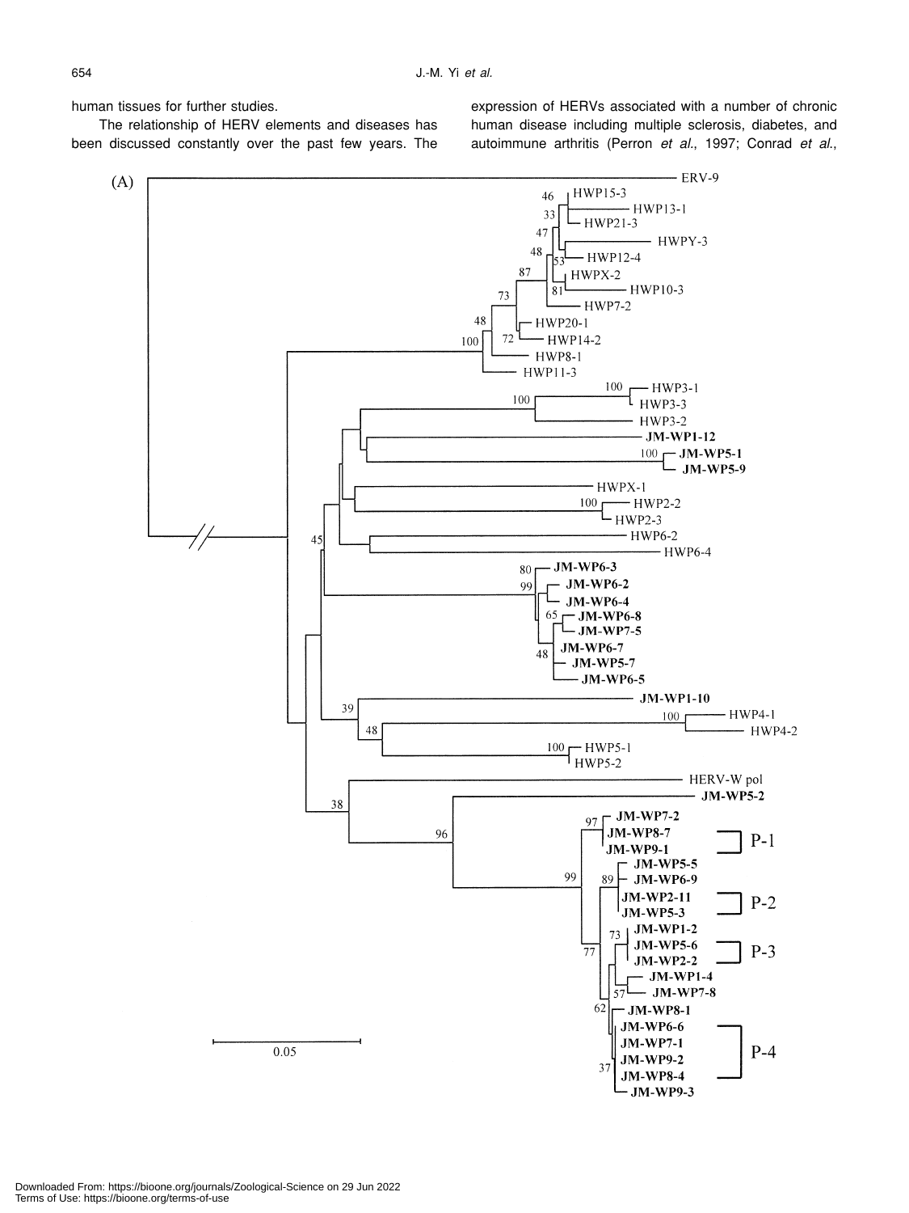human tissues for further studies.

The relationship of HERV elements and diseases has been discussed constantly over the past few years. The expression of HERVs associated with a number of chronic human disease including multiple sclerosis, diabetes, and autoimmune arthritis (Perron *et al.*, 1997; Conrad *et al.*,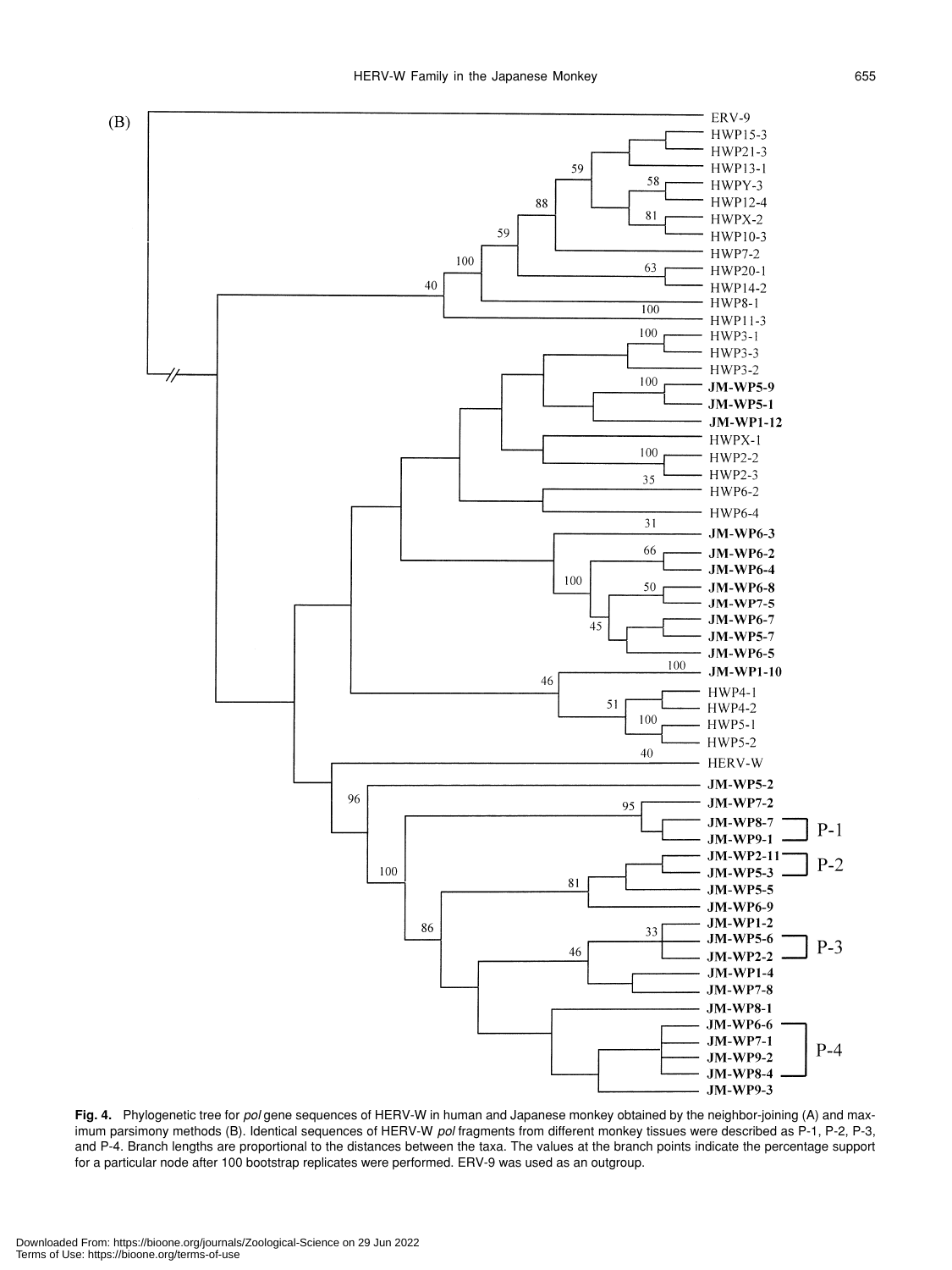**Fig. 4.** Phylogenetic tree for *pol* gene sequences of HERV-W in human and Japanese monkey obtained by the neighbor-joining (A) and maximum parsimony methods (B). Identical sequences of HERV-W *pol* fragments from different monkey tissues were described as P-1, P-2, P-3, and P-4. Branch lengths are proportional to the distances between the taxa. The values at the branch points indicate the percentage support for a particular node after 100 bootstrap replicates were performed. ERV-9 was used as an outgroup.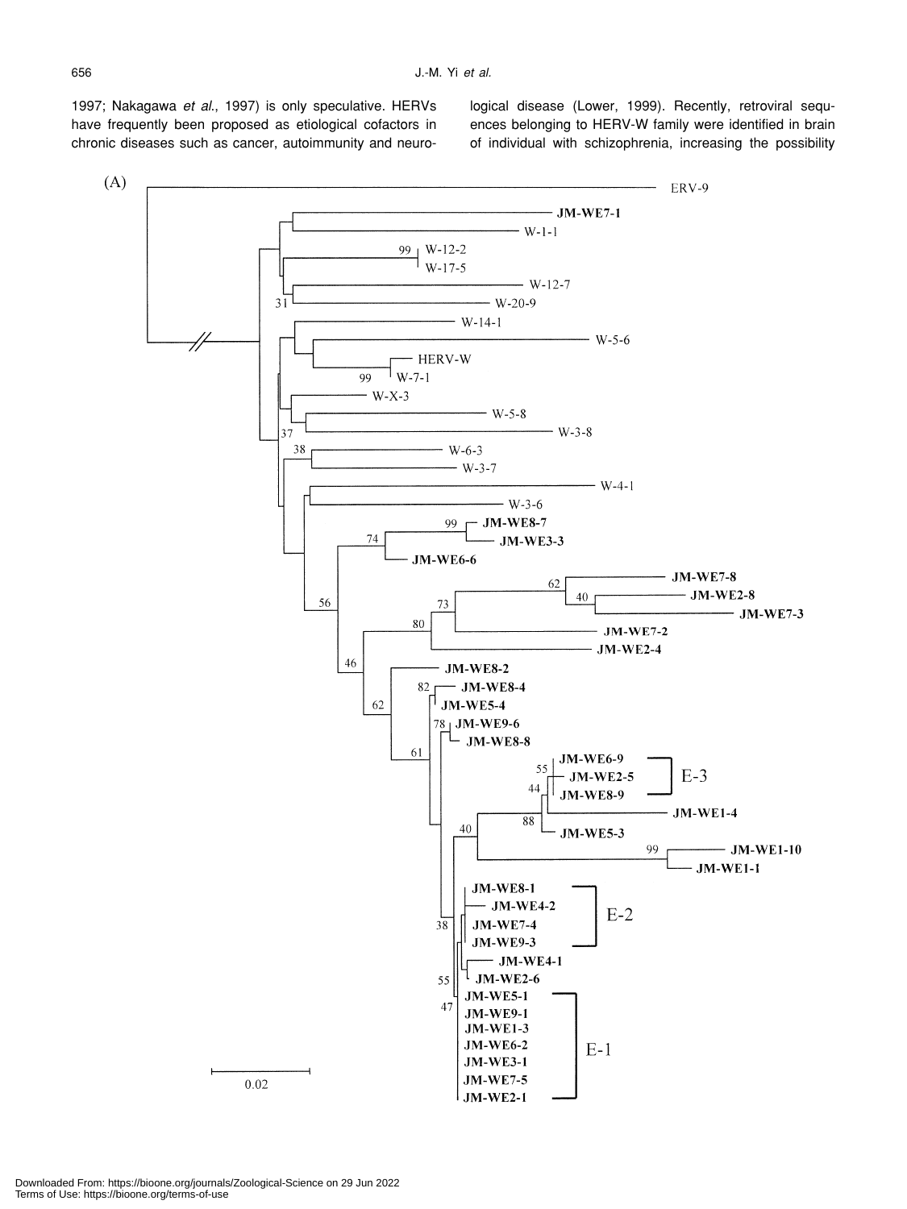1997; Nakagawa *et al*., 1997) is only speculative. HERVs have frequently been proposed as etiological cofactors in chronic diseases such as cancer, autoimmunity and neurological disease (Lower, 1999). Recently, retroviral sequences belonging to HERV-W family were identified in brain of individual with schizophrenia, increasing the possibility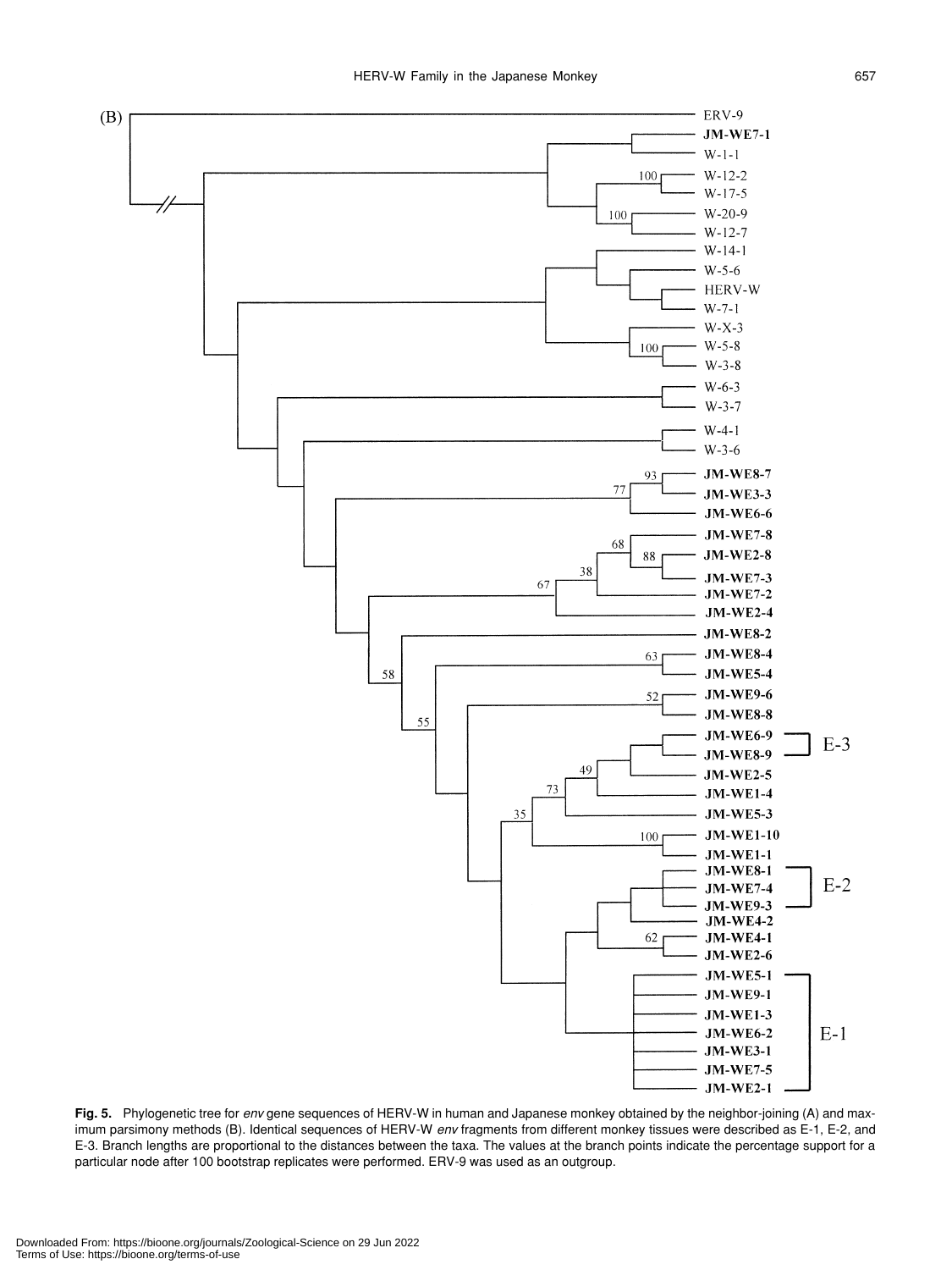Fig. 5. Phylogenetic tree for *env* gene sequences of HERV-W in human and Japanese monkey obtained by the neighbor-joining (A) and maximum parsimony methods (B). Identical sequences of HERV-W *env* fragments from different monkey tissues were described as E-1, E-2, and E-3. Branch lengths are proportional to the distances between the taxa. The values at the branch points indicate the percentage support for a particular node after 100 bootstrap replicates were performed. ERV-9 was used as an outgroup.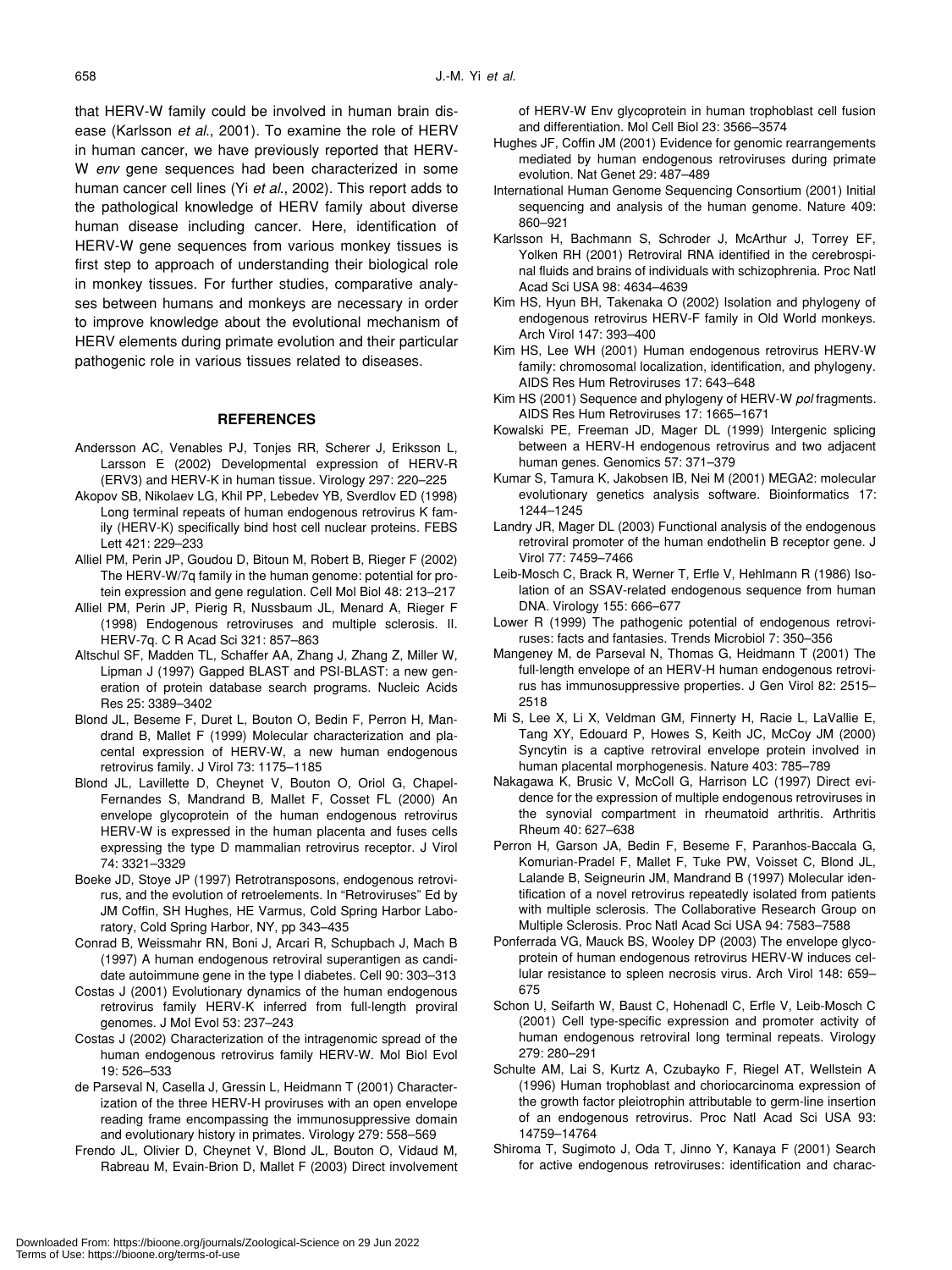that HERV-W family could be involved in human brain disease (Karlsson *et al*., 2001). To examine the role of HERV in human cancer, we have previously reported that HERV-W *env* gene sequences had been characterized in some human cancer cell lines (Yi *et al*., 2002). This report adds to the pathological knowledge of HERV family about diverse human disease including cancer. Here, identification of HERV-W gene sequences from various monkey tissues is first step to approach of understanding their biological role in monkey tissues. For further studies, comparative analyses between humans and monkeys are necessary in order to improve knowledge about the evolutional mechanism of HERV elements during primate evolution and their particular pathogenic role in various tissues related to diseases.

## REFERENCES

Andersson AC, Venables PJ, Tonjes RR, Scherer J, Eriksson L, Larsson E (2002) Developmental expression of HERV-R (ERV3) and HERV-K in human tissue. Virology 297: 220–225

Akopov SB, Nikolaev LG, Khil PP, Lebedev YB, Sverdlov ED (1998) Long terminal repeats of human endogenous retrovirus K family (HERV-K) specifically bind host cell nuclear proteins. FEBS Lett 421: 229–233

Alliel PM, Perin JP, Goudou D, Bitoun M, Robert B, Rieger F (2002) The HERV-W/7q family in the human genome: potential for protein expression and gene regulation. Cell Mol Biol 48: 213–217

Alliel PM, Perin JP, Pierig R, Nussbaum JL, Menard A, Rieger F (1998) Endogenous retroviruses and multiple sclerosis. II. HERV-7q. C R Acad Sci 321: 857–863

Altschul SF, Madden TL, Schaffer AA, Zhang J, Zhang Z, Miller W, Lipman J (1997) Gapped BLAST and PSI-BLAST: a new generation of protein database search programs. Nucleic Acids Res 25: 3389–3402

Blond JL, Beseme F, Duret L, Bouton O, Bedin F, Perron H, Mandrand B, Mallet F (1999) Molecular characterization and placental expression of HERV-W, a new human endogenous retrovirus family. J Virol 73: 1175–1185

Blond JL, Lavillette D, Cheynet V, Bouton O, Oriol G, Chapel-Fernandes S, Mandrand B, Mallet F, Cosset FL (2000) An envelope glycoprotein of the human endogenous retrovirus HERV-W is expressed in the human placenta and fuses cells expressing the type D mammalian retrovirus receptor. J Virol 74: 3321–3329

Boeke JD, Stoye JP (1997) Retrotransposons, endogenous retrovirus, and the evolution of retroelements. In "Retroviruses" Ed by JM Coffin, SH Hughes, HE Varmus, Cold Spring Harbor Laboratory, Cold Spring Harbor, NY, pp 343–435

Conrad B, Weissmahr RN, Boni J, Arcari R, Schupbach J, Mach B (1997) A human endogenous retroviral superantigen as candidate autoimmune gene in the type I diabetes. Cell 90: 303–313

Costas J (2001) Evolutionary dynamics of the human endogenous retrovirus family HERV-K inferred from full-length proviral genomes. J Mol Evol 53: 237–243

Costas J (2002) Characterization of the intragenomic spread of the human endogenous retrovirus family HERV-W. Mol Biol Evol 19: 526–533

de Parseval N, Casella J, Gressin L, Heidmann T (2001) Characterization of the three HERV-H proviruses with an open envelope reading frame encompassing the immunosuppressive domain and evolutionary history in primates. Virology 279: 558–569

Frendo JL, Olivier D, Cheynet V, Blond JL, Bouton O, Vidaud M, Rabreau M, Evain-Brion D, Mallet F (2003) Direct involvement of HERV-W Env glycoprotein in human trophoblast cell fusion and differentiation. Mol Cell Biol 23: 3566–3574

Hughes JF, Coffin JM (2001) Evidence for genomic rearrangements mediated by human endogenous retroviruses during primate evolution. Nat Genet 29: 487–489

International Human Genome Sequencing Consortium (2001) Initial sequencing and analysis of the human genome. Nature 409: 860–921

Karlsson H, Bachmann S, Schroder J, McArthur J, Torrey EF, Yolken RH (2001) Retroviral RNA identified in the cerebrospinal fluids and brains of individuals with schizophrenia. Proc Natl Acad Sci USA 98: 4634–4639

Kim HS, Hyun BH, Takenaka O (2002) Isolation and phylogeny of endogenous retrovirus HERV-F family in Old World monkeys. Arch Virol 147: 393–400

Kim HS, Lee WH (2001) Human endogenous retrovirus HERV-W family: chromosomal localization, identification, and phylogeny. AIDS Res Hum Retroviruses 17: 643–648

Kim HS (2001) Sequence and phylogeny of HERV-W *pol* fragments. AIDS Res Hum Retroviruses 17: 1665–1671

Kowalski PE, Freeman JD, Mager DL (1999) Intergenic splicing between a HERV-H endogenous retrovirus and two adjacent human genes. Genomics 57: 371–379

Kumar S, Tamura K, Jakobsen IB, Nei M (2001) MEGA2: molecular evolutionary genetics analysis software. Bioinformatics 17: 1244–1245

Landry JR, Mager DL (2003) Functional analysis of the endogenous retroviral promoter of the human endothelin B receptor gene. J Virol 77: 7459–7466

Leib-Mosch C, Brack R, Werner T, Erfle V, Hehlmann R (1986) Isolation of an SSAV-related endogenous sequence from human DNA. Virology 155: 666–677

Lower R (1999) The pathogenic potential of endogenous retroviruses: facts and fantasies. Trends Microbiol 7: 350–356

Mangeney M, de Parseval N, Thomas G, Heidmann T (2001) The full-length envelope of an HERV-H human endogenous retrovirus has immunosuppressive properties. J Gen Virol 82: 2515–2518

Mi S, Lee X, Li X, Veldman GM, Finnerty H, Racie L, LaVallie E, Tang XY, Edouard P, Howes S, Keith JC, McCoy JM (2000) Syncytin is a captive retroviral envelope protein involved in human placental morphogenesis. Nature 403: 785–789

Nakagawa K, Brusic V, McColl G, Harrison LC (1997) Direct evidence for the expression of multiple endogenous retroviruses in the synovial compartment in rheumatoid arthritis. Arthritis Rheum 40: 627–638

Perron H, Garson JA, Bedin F, Beseme F, Paranhos-Baccala G, Komurian-Pradel F, Mallet F, Tuke PW, Voisset C, Blond JL, Lalande B, Seigneurin JM, Mandrand B (1997) Molecular identification of a novel retrovirus repeatedly isolated from patients with multiple sclerosis. The Collaborative Research Group on Multiple Sclerosis. Proc Natl Acad Sci USA 94: 7583–7588

Ponferrada VG, Mauck BS, Wooley DP (2003) The envelope glycoprotein of human endogenous retrovirus HERV-W induces cellular resistance to spleen necrosis virus. Arch Virol 148: 659–675

Schon U, Seifarth W, Baust C, Hohenadl C, Erfle V, Leib-Mosch C (2001) Cell type-specific expression and promoter activity of human endogenous retroviral long terminal repeats. Virology 279: 280–291

Schulte AM, Lai S, Kurtz A, Czubayko F, Riegel AT, Wellstein A (1996) Human trophoblast and choriocarcinoma expression of the growth factor pleiotrophin attributable to germ-line insertion of an endogenous retrovirus. Proc Natl Acad Sci USA 93: 14759–14764

Shiroma T, Sugimoto J, Oda T, Jinno Y, Kanaya F (2001) Search for active endogenous retroviruses: identification and charac-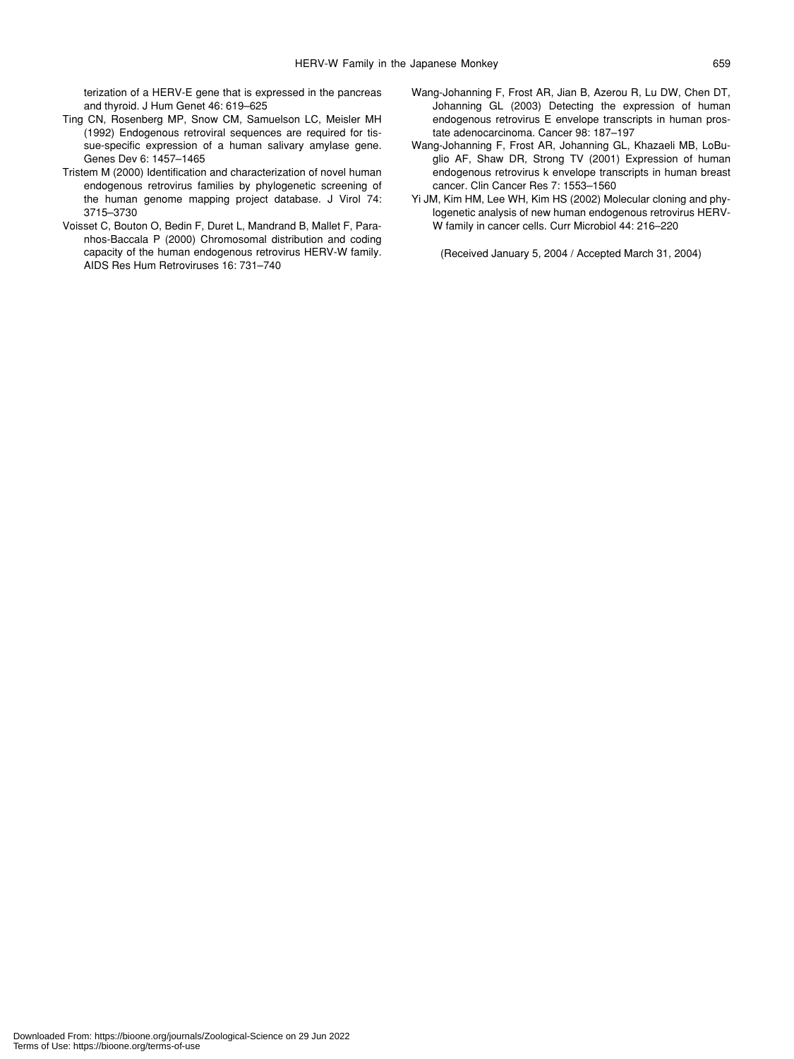terization of a HERV-E gene that is expressed in the pancreas and thyroid. J Hum Genet 46: 619–625

Ting CN, Rosenberg MP, Snow CM, Samuelson LC, Meisler MH (1992) Endogenous retroviral sequences are required for tissue-specific expression of a human salivary amylase gene. Genes Dev 6: 1457–1465

Tristem M (2000) Identification and characterization of novel human endogenous retrovirus families by phylogenetic screening of the human genome mapping project database. J Virol 74: 3715–3730

Voisset C, Bouton O, Bedin F, Duret L, Mandrand B, Mallet F, Paranhos-Baccala P (2000) Chromosomal distribution and coding capacity of the human endogenous retrovirus HERV-W family. AIDS Res Hum Retroviruses 16: 731–740

Wang-Johanning F, Frost AR, Jian B, Azerou R, Lu DW, Chen DT, Johanning GL (2003) Detecting the expression of human endogenous retrovirus E envelope transcripts in human prostate adenocarcinoma. Cancer 98: 187–197

Wang-Johanning F, Frost AR, Johanning GL, Khazaeli MB, LoBuglio AF, Shaw DR, Strong TV (2001) Expression of human endogenous retrovirus k envelope transcripts in human breast cancer. Clin Cancer Res 7: 1553–1560

Yi JM, Kim HM, Lee WH, Kim HS (2002) Molecular cloning and phylogenetic analysis of new human endogenous retrovirus HERV-W family in cancer cells. Curr Microbiol 44: 216–220

(Received January 5, 2004 / Accepted March 31, 2004)